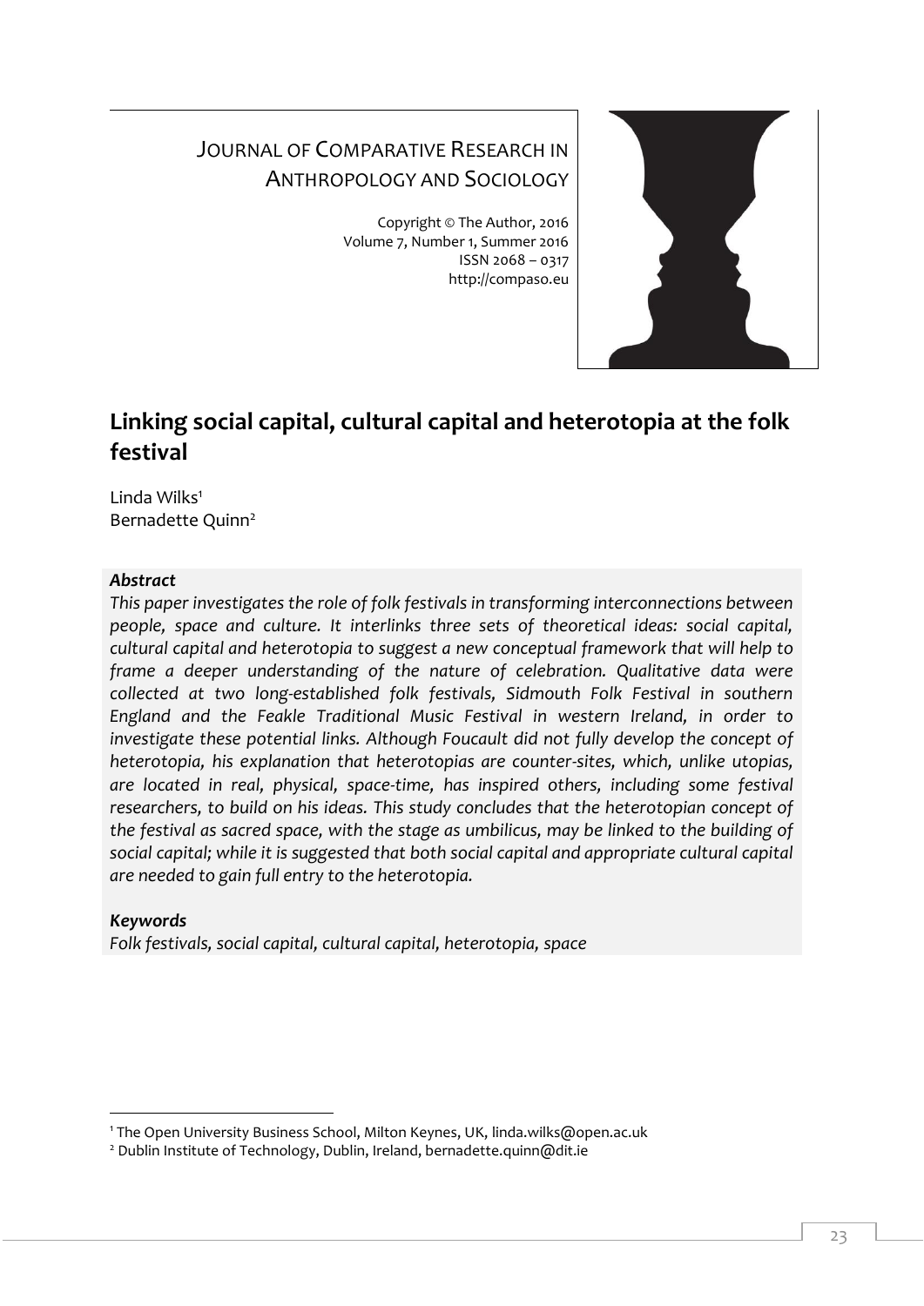JOURNAL OF COMPARATIVE RESEARCH IN ANTHROPOLOGY AND SOCIOLOGY

Copyright © The Author, 2016
Volume 7, Number 1, Summer 2016
ISSN 2068 – 0317
http://compaso.eu

# Linking social capital, cultural capital and heterotopia at the folk festival

Linda Wilks[1]
Bernadette Quinn[2]

***Abstract***

*This paper investigates the role of folk festivals in transforming interconnections between people, space and culture. It interlinks three sets of theoretical ideas: social capital, cultural capital and heterotopia to suggest a new conceptual framework that will help to frame a deeper understanding of the nature of celebration. Qualitative data were collected at two long-established folk festivals, Sidmouth Folk Festival in southern England and the Feakle Traditional Music Festival in western Ireland, in order to investigate these potential links. Although Foucault did not fully develop the concept of heterotopia, his explanation that heterotopias are counter-sites, which, unlike utopias, are located in real, physical, space-time, has inspired others, including some festival researchers, to build on his ideas. This study concludes that the heterotopian concept of the festival as sacred space, with the stage as umbilicus, may be linked to the building of social capital; while it is suggested that both social capital and appropriate cultural capital are needed to gain full entry to the heterotopia.*

***Keywords***

*Folk festivals, social capital, cultural capital, heterotopia, space*

---

[1] The Open University Business School, Milton Keynes, UK, linda.wilks@open.ac.uk

[2] Dublin Institute of Technology, Dublin, Ireland, bernadette.quinn@dit.ie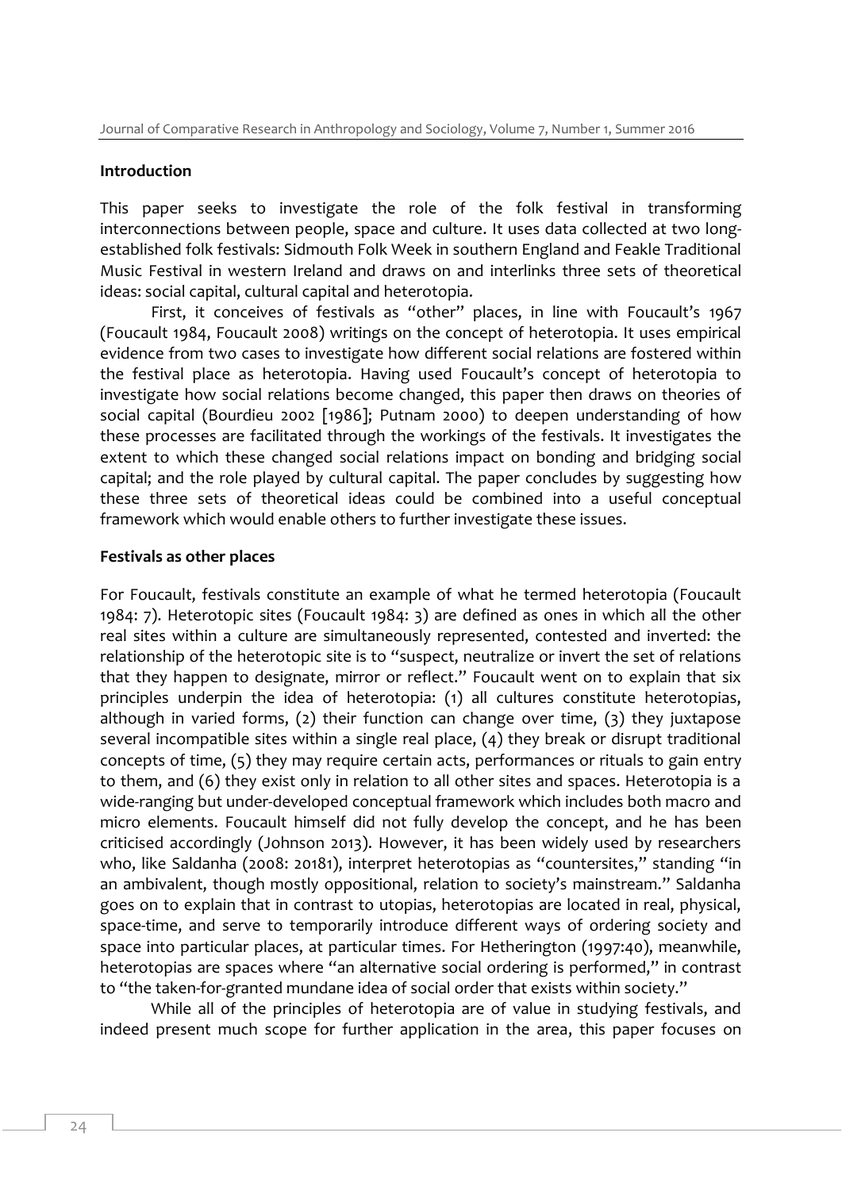## Introduction

This paper seeks to investigate the role of the folk festival in transforming interconnections between people, space and culture. It uses data collected at two long-established folk festivals: Sidmouth Folk Week in southern England and Feakle Traditional Music Festival in western Ireland and draws on and interlinks three sets of theoretical ideas: social capital, cultural capital and heterotopia.

First, it conceives of festivals as "other" places, in line with Foucault's 1967 (Foucault 1984, Foucault 2008) writings on the concept of heterotopia. It uses empirical evidence from two cases to investigate how different social relations are fostered within the festival place as heterotopia. Having used Foucault's concept of heterotopia to investigate how social relations become changed, this paper then draws on theories of social capital (Bourdieu 2002 [1986]; Putnam 2000) to deepen understanding of how these processes are facilitated through the workings of the festivals. It investigates the extent to which these changed social relations impact on bonding and bridging social capital; and the role played by cultural capital. The paper concludes by suggesting how these three sets of theoretical ideas could be combined into a useful conceptual framework which would enable others to further investigate these issues.

## Festivals as other places

For Foucault, festivals constitute an example of what he termed heterotopia (Foucault 1984: 7). Heterotopic sites (Foucault 1984: 3) are defined as ones in which all the other real sites within a culture are simultaneously represented, contested and inverted: the relationship of the heterotopic site is to "suspect, neutralize or invert the set of relations that they happen to designate, mirror or reflect." Foucault went on to explain that six principles underpin the idea of heterotopia: (1) all cultures constitute heterotopias, although in varied forms, (2) their function can change over time, (3) they juxtapose several incompatible sites within a single real place, (4) they break or disrupt traditional concepts of time, (5) they may require certain acts, performances or rituals to gain entry to them, and (6) they exist only in relation to all other sites and spaces. Heterotopia is a wide-ranging but under-developed conceptual framework which includes both macro and micro elements. Foucault himself did not fully develop the concept, and he has been criticised accordingly (Johnson 2013). However, it has been widely used by researchers who, like Saldanha (2008: 20181), interpret heterotopias as "countersites," standing "in an ambivalent, though mostly oppositional, relation to society's mainstream." Saldanha goes on to explain that in contrast to utopias, heterotopias are located in real, physical, space-time, and serve to temporarily introduce different ways of ordering society and space into particular places, at particular times. For Hetherington (1997:40), meanwhile, heterotopias are spaces where "an alternative social ordering is performed," in contrast to "the taken-for-granted mundane idea of social order that exists within society."

While all of the principles of heterotopia are of value in studying festivals, and indeed present much scope for further application in the area, this paper focuses on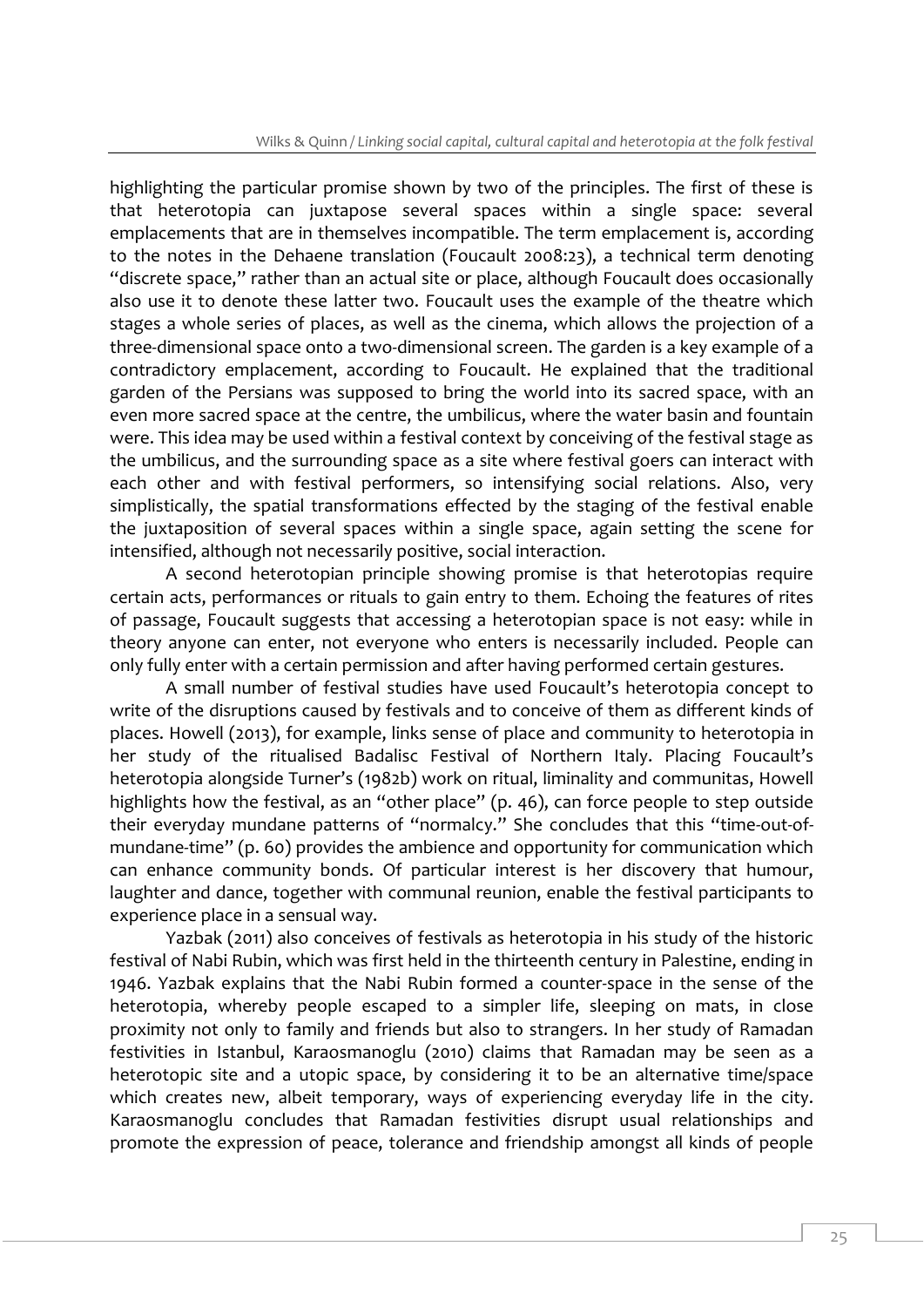highlighting the particular promise shown by two of the principles. The first of these is that heterotopia can juxtapose several spaces within a single space: several emplacements that are in themselves incompatible. The term emplacement is, according to the notes in the Dehaene translation (Foucault 2008:23), a technical term denoting "discrete space," rather than an actual site or place, although Foucault does occasionally also use it to denote these latter two. Foucault uses the example of the theatre which stages a whole series of places, as well as the cinema, which allows the projection of a three-dimensional space onto a two-dimensional screen. The garden is a key example of a contradictory emplacement, according to Foucault. He explained that the traditional garden of the Persians was supposed to bring the world into its sacred space, with an even more sacred space at the centre, the umbilicus, where the water basin and fountain were. This idea may be used within a festival context by conceiving of the festival stage as the umbilicus, and the surrounding space as a site where festival goers can interact with each other and with festival performers, so intensifying social relations. Also, very simplistically, the spatial transformations effected by the staging of the festival enable the juxtaposition of several spaces within a single space, again setting the scene for intensified, although not necessarily positive, social interaction.

A second heterotopian principle showing promise is that heterotopias require certain acts, performances or rituals to gain entry to them. Echoing the features of rites of passage, Foucault suggests that accessing a heterotopian space is not easy: while in theory anyone can enter, not everyone who enters is necessarily included. People can only fully enter with a certain permission and after having performed certain gestures.

A small number of festival studies have used Foucault's heterotopia concept to write of the disruptions caused by festivals and to conceive of them as different kinds of places. Howell (2013), for example, links sense of place and community to heterotopia in her study of the ritualised Badalisc Festival of Northern Italy. Placing Foucault's heterotopia alongside Turner's (1982b) work on ritual, liminality and communitas, Howell highlights how the festival, as an "other place" (p. 46), can force people to step outside their everyday mundane patterns of "normalcy." She concludes that this "time-out-of-mundane-time" (p. 60) provides the ambience and opportunity for communication which can enhance community bonds. Of particular interest is her discovery that humour, laughter and dance, together with communal reunion, enable the festival participants to experience place in a sensual way.

Yazbak (2011) also conceives of festivals as heterotopia in his study of the historic festival of Nabi Rubin, which was first held in the thirteenth century in Palestine, ending in 1946. Yazbak explains that the Nabi Rubin formed a counter-space in the sense of the heterotopia, whereby people escaped to a simpler life, sleeping on mats, in close proximity not only to family and friends but also to strangers. In her study of Ramadan festivities in Istanbul, Karaosmanoglu (2010) claims that Ramadan may be seen as a heterotopic site and a utopic space, by considering it to be an alternative time/space which creates new, albeit temporary, ways of experiencing everyday life in the city. Karaosmanoglu concludes that Ramadan festivities disrupt usual relationships and promote the expression of peace, tolerance and friendship amongst all kinds of people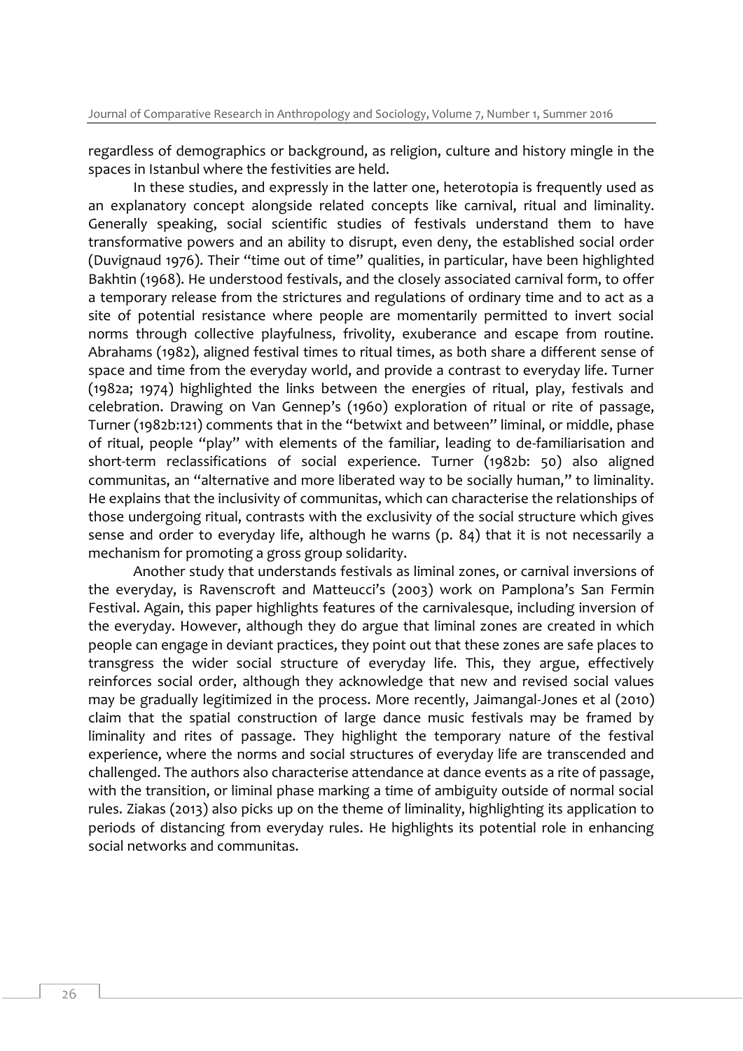regardless of demographics or background, as religion, culture and history mingle in the spaces in Istanbul where the festivities are held.

In these studies, and expressly in the latter one, heterotopia is frequently used as an explanatory concept alongside related concepts like carnival, ritual and liminality. Generally speaking, social scientific studies of festivals understand them to have transformative powers and an ability to disrupt, even deny, the established social order (Duvignaud 1976). Their "time out of time" qualities, in particular, have been highlighted Bakhtin (1968). He understood festivals, and the closely associated carnival form, to offer a temporary release from the strictures and regulations of ordinary time and to act as a site of potential resistance where people are momentarily permitted to invert social norms through collective playfulness, frivolity, exuberance and escape from routine. Abrahams (1982), aligned festival times to ritual times, as both share a different sense of space and time from the everyday world, and provide a contrast to everyday life. Turner (1982a; 1974) highlighted the links between the energies of ritual, play, festivals and celebration. Drawing on Van Gennep's (1960) exploration of ritual or rite of passage, Turner (1982b:121) comments that in the "betwixt and between" liminal, or middle, phase of ritual, people "play" with elements of the familiar, leading to de-familiarisation and short-term reclassifications of social experience. Turner (1982b: 50) also aligned communitas, an "alternative and more liberated way to be socially human," to liminality. He explains that the inclusivity of communitas, which can characterise the relationships of those undergoing ritual, contrasts with the exclusivity of the social structure which gives sense and order to everyday life, although he warns (p. 84) that it is not necessarily a mechanism for promoting a gross group solidarity.

Another study that understands festivals as liminal zones, or carnival inversions of the everyday, is Ravenscroft and Matteucci's (2003) work on Pamplona's San Fermin Festival. Again, this paper highlights features of the carnivalesque, including inversion of the everyday. However, although they do argue that liminal zones are created in which people can engage in deviant practices, they point out that these zones are safe places to transgress the wider social structure of everyday life. This, they argue, effectively reinforces social order, although they acknowledge that new and revised social values may be gradually legitimized in the process. More recently, Jaimangal-Jones et al (2010) claim that the spatial construction of large dance music festivals may be framed by liminality and rites of passage. They highlight the temporary nature of the festival experience, where the norms and social structures of everyday life are transcended and challenged. The authors also characterise attendance at dance events as a rite of passage, with the transition, or liminal phase marking a time of ambiguity outside of normal social rules. Ziakas (2013) also picks up on the theme of liminality, highlighting its application to periods of distancing from everyday rules. He highlights its potential role in enhancing social networks and communitas.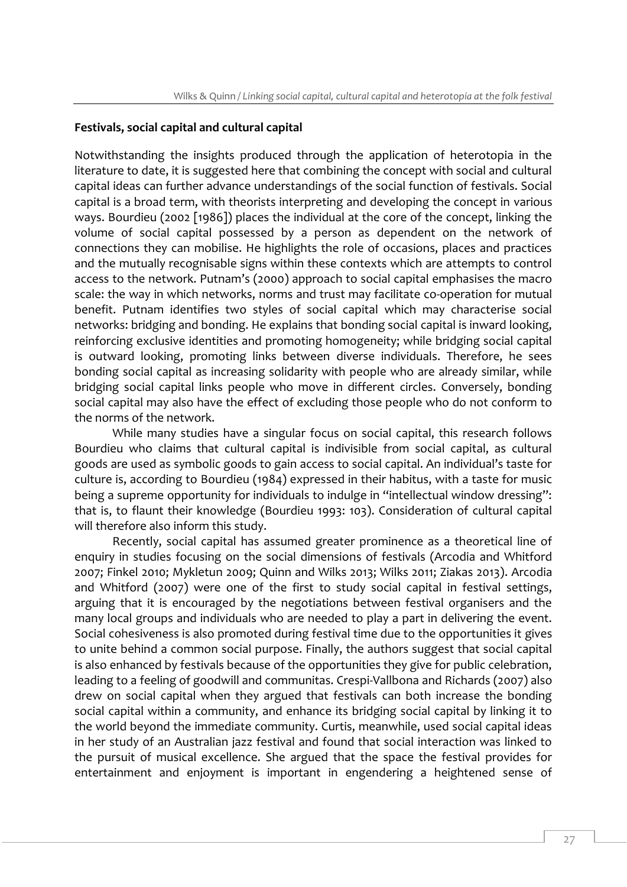## Festivals, social capital and cultural capital

Notwithstanding the insights produced through the application of heterotopia in the literature to date, it is suggested here that combining the concept with social and cultural capital ideas can further advance understandings of the social function of festivals. Social capital is a broad term, with theorists interpreting and developing the concept in various ways. Bourdieu (2002 [1986]) places the individual at the core of the concept, linking the volume of social capital possessed by a person as dependent on the network of connections they can mobilise. He highlights the role of occasions, places and practices and the mutually recognisable signs within these contexts which are attempts to control access to the network. Putnam's (2000) approach to social capital emphasises the macro scale: the way in which networks, norms and trust may facilitate co-operation for mutual benefit. Putnam identifies two styles of social capital which may characterise social networks: bridging and bonding. He explains that bonding social capital is inward looking, reinforcing exclusive identities and promoting homogeneity; while bridging social capital is outward looking, promoting links between diverse individuals. Therefore, he sees bonding social capital as increasing solidarity with people who are already similar, while bridging social capital links people who move in different circles. Conversely, bonding social capital may also have the effect of excluding those people who do not conform to the norms of the network.

While many studies have a singular focus on social capital, this research follows Bourdieu who claims that cultural capital is indivisible from social capital, as cultural goods are used as symbolic goods to gain access to social capital. An individual's taste for culture is, according to Bourdieu (1984) expressed in their habitus, with a taste for music being a supreme opportunity for individuals to indulge in "intellectual window dressing": that is, to flaunt their knowledge (Bourdieu 1993: 103). Consideration of cultural capital will therefore also inform this study.

Recently, social capital has assumed greater prominence as a theoretical line of enquiry in studies focusing on the social dimensions of festivals (Arcodia and Whitford 2007; Finkel 2010; Mykletun 2009; Quinn and Wilks 2013; Wilks 2011; Ziakas 2013). Arcodia and Whitford (2007) were one of the first to study social capital in festival settings, arguing that it is encouraged by the negotiations between festival organisers and the many local groups and individuals who are needed to play a part in delivering the event. Social cohesiveness is also promoted during festival time due to the opportunities it gives to unite behind a common social purpose. Finally, the authors suggest that social capital is also enhanced by festivals because of the opportunities they give for public celebration, leading to a feeling of goodwill and communitas. Crespi-Vallbona and Richards (2007) also drew on social capital when they argued that festivals can both increase the bonding social capital within a community, and enhance its bridging social capital by linking it to the world beyond the immediate community. Curtis, meanwhile, used social capital ideas in her study of an Australian jazz festival and found that social interaction was linked to the pursuit of musical excellence. She argued that the space the festival provides for entertainment and enjoyment is important in engendering a heightened sense of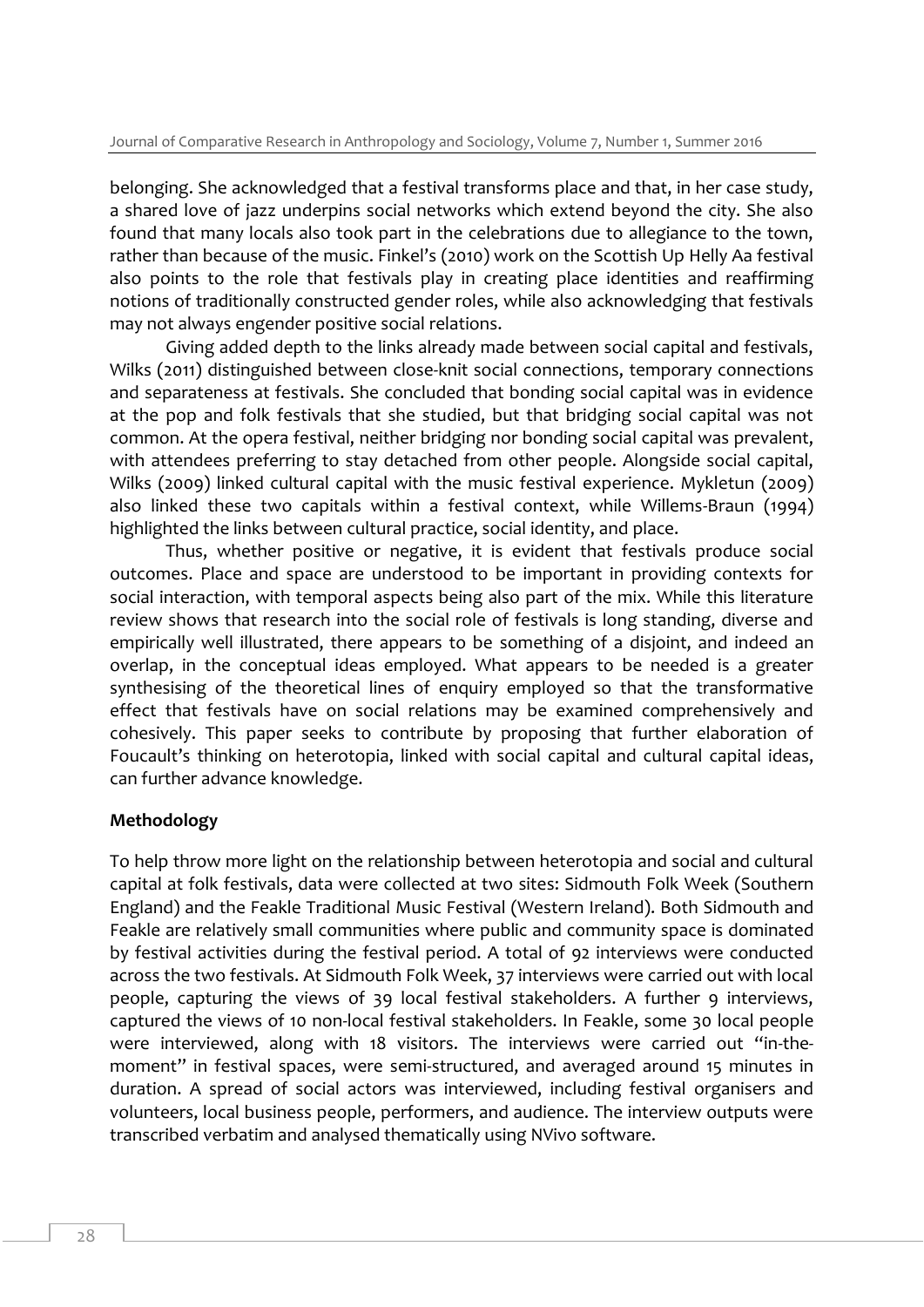belonging. She acknowledged that a festival transforms place and that, in her case study, a shared love of jazz underpins social networks which extend beyond the city. She also found that many locals also took part in the celebrations due to allegiance to the town, rather than because of the music. Finkel's (2010) work on the Scottish Up Helly Aa festival also points to the role that festivals play in creating place identities and reaffirming notions of traditionally constructed gender roles, while also acknowledging that festivals may not always engender positive social relations.

Giving added depth to the links already made between social capital and festivals, Wilks (2011) distinguished between close-knit social connections, temporary connections and separateness at festivals. She concluded that bonding social capital was in evidence at the pop and folk festivals that she studied, but that bridging social capital was not common. At the opera festival, neither bridging nor bonding social capital was prevalent, with attendees preferring to stay detached from other people. Alongside social capital, Wilks (2009) linked cultural capital with the music festival experience. Mykletun (2009) also linked these two capitals within a festival context, while Willems-Braun (1994) highlighted the links between cultural practice, social identity, and place.

Thus, whether positive or negative, it is evident that festivals produce social outcomes. Place and space are understood to be important in providing contexts for social interaction, with temporal aspects being also part of the mix. While this literature review shows that research into the social role of festivals is long standing, diverse and empirically well illustrated, there appears to be something of a disjoint, and indeed an overlap, in the conceptual ideas employed. What appears to be needed is a greater synthesising of the theoretical lines of enquiry employed so that the transformative effect that festivals have on social relations may be examined comprehensively and cohesively. This paper seeks to contribute by proposing that further elaboration of Foucault's thinking on heterotopia, linked with social capital and cultural capital ideas, can further advance knowledge.

## Methodology

To help throw more light on the relationship between heterotopia and social and cultural capital at folk festivals, data were collected at two sites: Sidmouth Folk Week (Southern England) and the Feakle Traditional Music Festival (Western Ireland). Both Sidmouth and Feakle are relatively small communities where public and community space is dominated by festival activities during the festival period. A total of 92 interviews were conducted across the two festivals. At Sidmouth Folk Week, 37 interviews were carried out with local people, capturing the views of 39 local festival stakeholders. A further 9 interviews, captured the views of 10 non-local festival stakeholders. In Feakle, some 30 local people were interviewed, along with 18 visitors. The interviews were carried out "in-the-moment" in festival spaces, were semi-structured, and averaged around 15 minutes in duration. A spread of social actors was interviewed, including festival organisers and volunteers, local business people, performers, and audience. The interview outputs were transcribed verbatim and analysed thematically using NVivo software.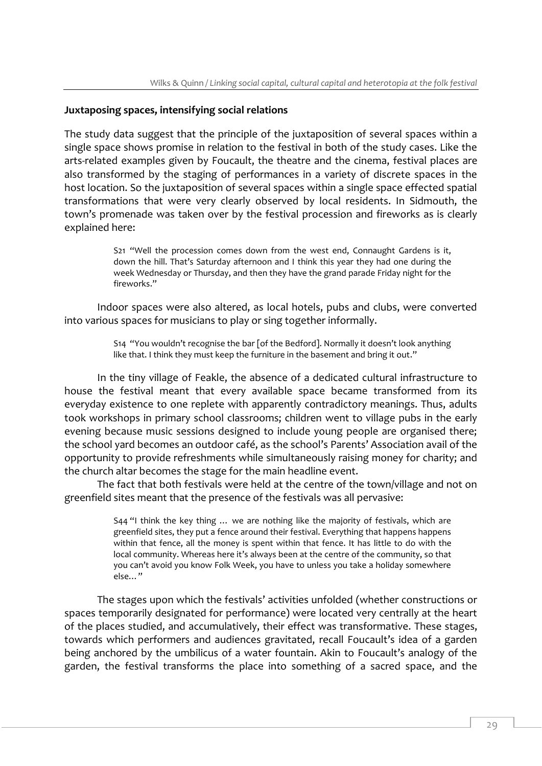### Juxtaposing spaces, intensifying social relations

The study data suggest that the principle of the juxtaposition of several spaces within a single space shows promise in relation to the festival in both of the study cases. Like the arts-related examples given by Foucault, the theatre and the cinema, festival places are also transformed by the staging of performances in a variety of discrete spaces in the host location. So the juxtaposition of several spaces within a single space effected spatial transformations that were very clearly observed by local residents. In Sidmouth, the town's promenade was taken over by the festival procession and fireworks as is clearly explained here:

> S21 "Well the procession comes down from the west end, Connaught Gardens is it, down the hill. That's Saturday afternoon and I think this year they had one during the week Wednesday or Thursday, and then they have the grand parade Friday night for the fireworks."

Indoor spaces were also altered, as local hotels, pubs and clubs, were converted into various spaces for musicians to play or sing together informally.

> S14 "You wouldn't recognise the bar [of the Bedford]. Normally it doesn't look anything like that. I think they must keep the furniture in the basement and bring it out."

In the tiny village of Feakle, the absence of a dedicated cultural infrastructure to house the festival meant that every available space became transformed from its everyday existence to one replete with apparently contradictory meanings. Thus, adults took workshops in primary school classrooms; children went to village pubs in the early evening because music sessions designed to include young people are organised there; the school yard becomes an outdoor café, as the school's Parents' Association avail of the opportunity to provide refreshments while simultaneously raising money for charity; and the church altar becomes the stage for the main headline event.

The fact that both festivals were held at the centre of the town/village and not on greenfield sites meant that the presence of the festivals was all pervasive:

> S44 "I think the key thing … we are nothing like the majority of festivals, which are greenfield sites, they put a fence around their festival. Everything that happens happens within that fence, all the money is spent within that fence. It has little to do with the local community. Whereas here it's always been at the centre of the community, so that you can't avoid you know Folk Week, you have to unless you take a holiday somewhere else…"

The stages upon which the festivals' activities unfolded (whether constructions or spaces temporarily designated for performance) were located very centrally at the heart of the places studied, and accumulatively, their effect was transformative. These stages, towards which performers and audiences gravitated, recall Foucault's idea of a garden being anchored by the umbilicus of a water fountain. Akin to Foucault's analogy of the garden, the festival transforms the place into something of a sacred space, and the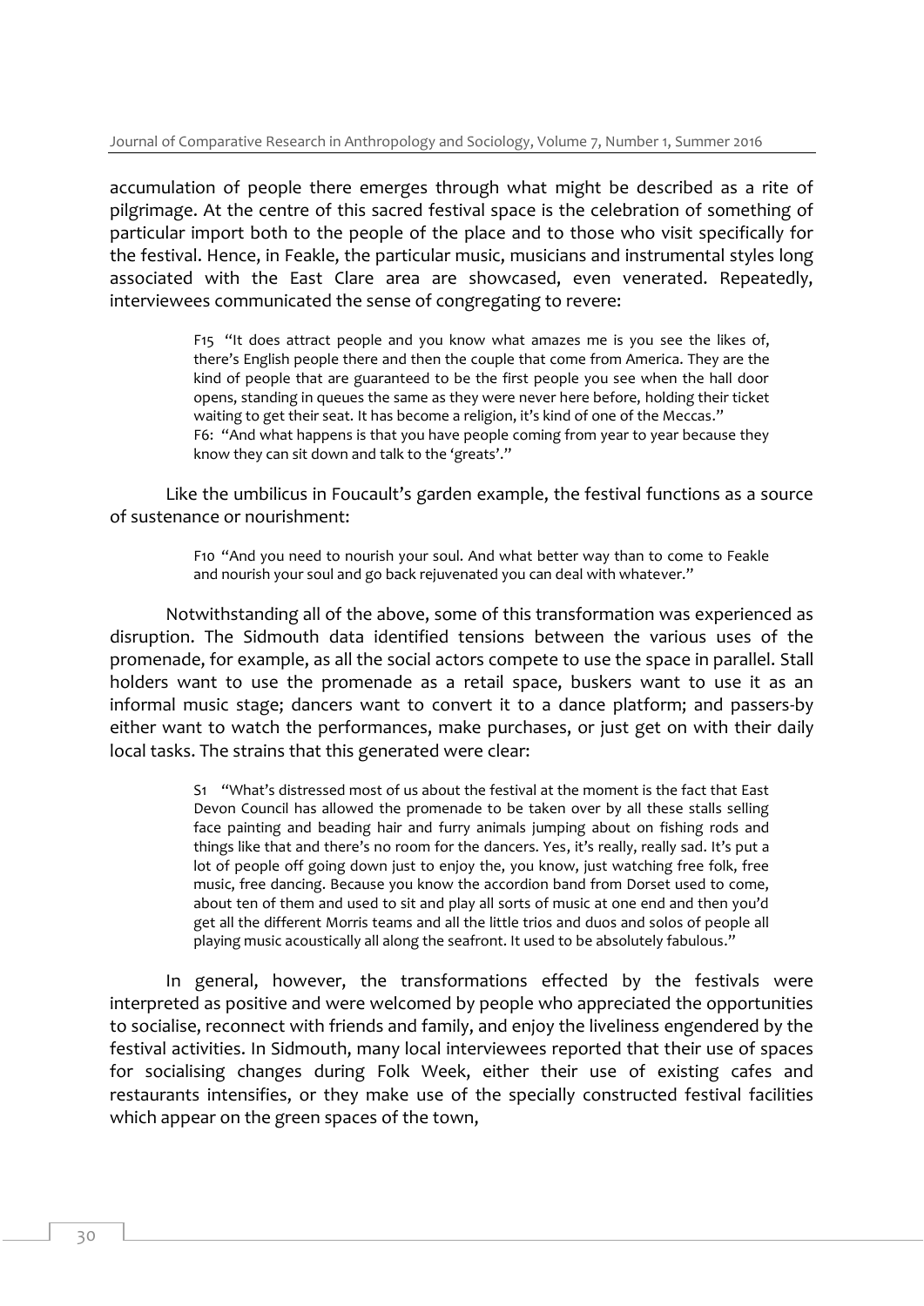accumulation of people there emerges through what might be described as a rite of pilgrimage. At the centre of this sacred festival space is the celebration of something of particular import both to the people of the place and to those who visit specifically for the festival. Hence, in Feakle, the particular music, musicians and instrumental styles long associated with the East Clare area are showcased, even venerated. Repeatedly, interviewees communicated the sense of congregating to revere:

> F15 "It does attract people and you know what amazes me is you see the likes of, there's English people there and then the couple that come from America. They are the kind of people that are guaranteed to be the first people you see when the hall door opens, standing in queues the same as they were never here before, holding their ticket waiting to get their seat. It has become a religion, it's kind of one of the Meccas."
> F6: "And what happens is that you have people coming from year to year because they know they can sit down and talk to the 'greats'."

Like the umbilicus in Foucault's garden example, the festival functions as a source of sustenance or nourishment:

> F10 "And you need to nourish your soul. And what better way than to come to Feakle and nourish your soul and go back rejuvenated you can deal with whatever."

Notwithstanding all of the above, some of this transformation was experienced as disruption. The Sidmouth data identified tensions between the various uses of the promenade, for example, as all the social actors compete to use the space in parallel. Stall holders want to use the promenade as a retail space, buskers want to use it as an informal music stage; dancers want to convert it to a dance platform; and passers-by either want to watch the performances, make purchases, or just get on with their daily local tasks. The strains that this generated were clear:

> S1 "What's distressed most of us about the festival at the moment is the fact that East Devon Council has allowed the promenade to be taken over by all these stalls selling face painting and beading hair and furry animals jumping about on fishing rods and things like that and there's no room for the dancers. Yes, it's really, really sad. It's put a lot of people off going down just to enjoy the, you know, just watching free folk, free music, free dancing. Because you know the accordion band from Dorset used to come, about ten of them and used to sit and play all sorts of music at one end and then you'd get all the different Morris teams and all the little trios and duos and solos of people all playing music acoustically all along the seafront. It used to be absolutely fabulous."

In general, however, the transformations effected by the festivals were interpreted as positive and were welcomed by people who appreciated the opportunities to socialise, reconnect with friends and family, and enjoy the liveliness engendered by the festival activities. In Sidmouth, many local interviewees reported that their use of spaces for socialising changes during Folk Week, either their use of existing cafes and restaurants intensifies, or they make use of the specially constructed festival facilities which appear on the green spaces of the town,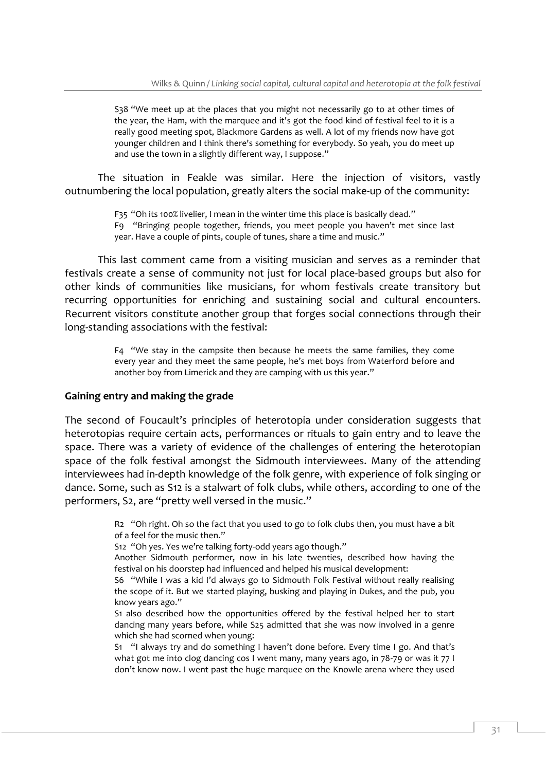> S38 "We meet up at the places that you might not necessarily go to at other times of the year, the Ham, with the marquee and it's got the food kind of festival feel to it is a really good meeting spot, Blackmore Gardens as well. A lot of my friends now have got younger children and I think there's something for everybody. So yeah, you do meet up and use the town in a slightly different way, I suppose."

The situation in Feakle was similar. Here the injection of visitors, vastly outnumbering the local population, greatly alters the social make-up of the community:

> F35 "Oh its 100% livelier, I mean in the winter time this place is basically dead."
> F9 "Bringing people together, friends, you meet people you haven't met since last year. Have a couple of pints, couple of tunes, share a time and music."

This last comment came from a visiting musician and serves as a reminder that festivals create a sense of community not just for local place-based groups but also for other kinds of communities like musicians, for whom festivals create transitory but recurring opportunities for enriching and sustaining social and cultural encounters. Recurrent visitors constitute another group that forges social connections through their long-standing associations with the festival:

> F4 "We stay in the campsite then because he meets the same families, they come every year and they meet the same people, he's met boys from Waterford before and another boy from Limerick and they are camping with us this year."

## Gaining entry and making the grade

The second of Foucault's principles of heterotopia under consideration suggests that heterotopias require certain acts, performances or rituals to gain entry and to leave the space. There was a variety of evidence of the challenges of entering the heterotopian space of the folk festival amongst the Sidmouth interviewees. Many of the attending interviewees had in-depth knowledge of the folk genre, with experience of folk singing or dance. Some, such as S12 is a stalwart of folk clubs, while others, according to one of the performers, S2, are "pretty well versed in the music."

> R2 "Oh right. Oh so the fact that you used to go to folk clubs then, you must have a bit of a feel for the music then."
> S12 "Oh yes. Yes we're talking forty-odd years ago though."
> Another Sidmouth performer, now in his late twenties, described how having the festival on his doorstep had influenced and helped his musical development:
> S6 "While I was a kid I'd always go to Sidmouth Folk Festival without really realising the scope of it. But we started playing, busking and playing in Dukes, and the pub, you know years ago."
> S1 also described how the opportunities offered by the festival helped her to start dancing many years before, while S25 admitted that she was now involved in a genre which she had scorned when young:
> S1 "I always try and do something I haven't done before. Every time I go. And that's what got me into clog dancing cos I went many, many years ago, in 78-79 or was it 77 I don't know now. I went past the huge marquee on the Knowle arena where they used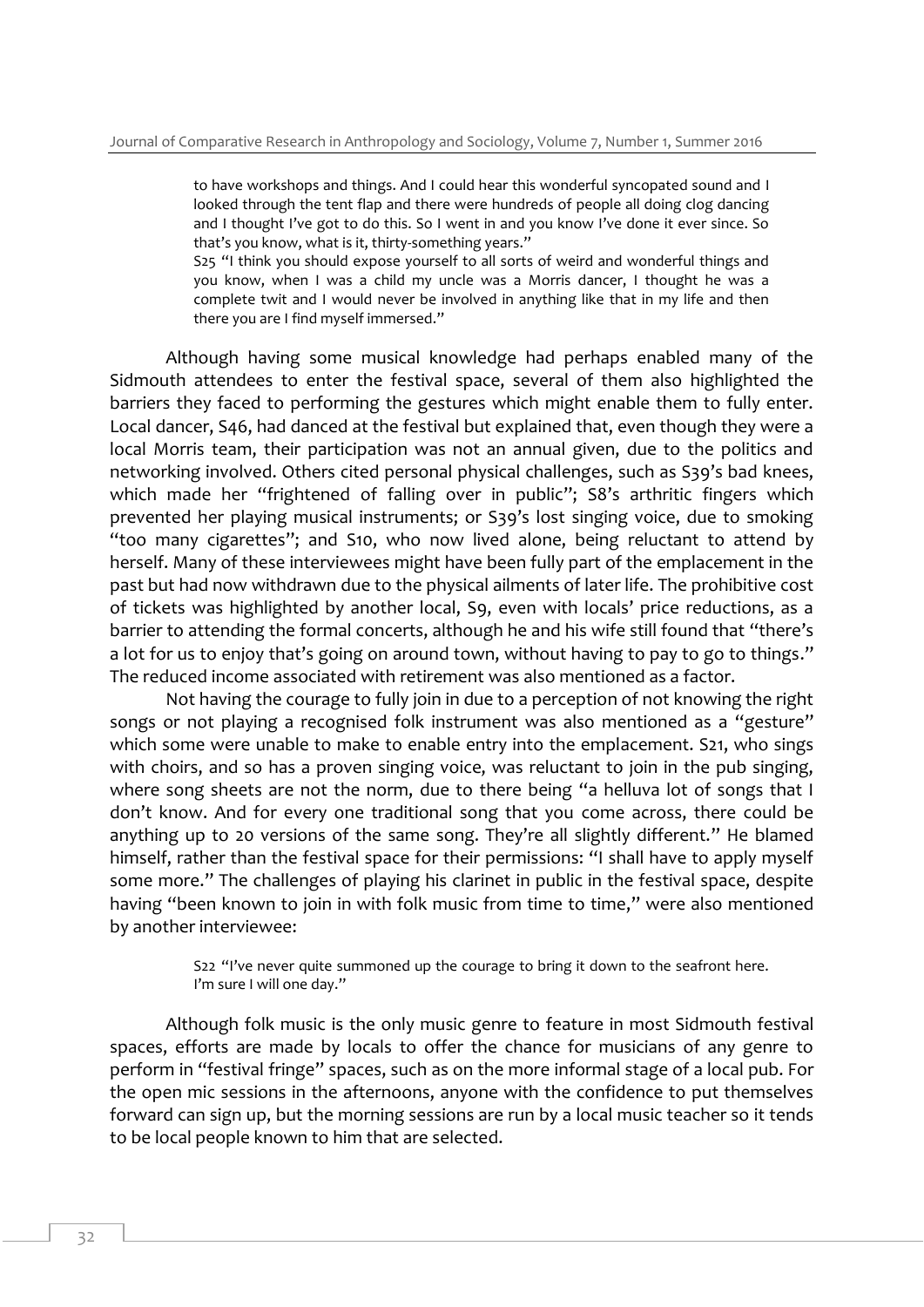to have workshops and things. And I could hear this wonderful syncopated sound and I looked through the tent flap and there were hundreds of people all doing clog dancing and I thought I've got to do this. So I went in and you know I've done it ever since. So that's you know, what is it, thirty-something years."

S25 "I think you should expose yourself to all sorts of weird and wonderful things and you know, when I was a child my uncle was a Morris dancer, I thought he was a complete twit and I would never be involved in anything like that in my life and then there you are I find myself immersed."

Although having some musical knowledge had perhaps enabled many of the Sidmouth attendees to enter the festival space, several of them also highlighted the barriers they faced to performing the gestures which might enable them to fully enter. Local dancer, S46, had danced at the festival but explained that, even though they were a local Morris team, their participation was not an annual given, due to the politics and networking involved. Others cited personal physical challenges, such as S39's bad knees, which made her "frightened of falling over in public"; S8's arthritic fingers which prevented her playing musical instruments; or S39's lost singing voice, due to smoking "too many cigarettes"; and S10, who now lived alone, being reluctant to attend by herself. Many of these interviewees might have been fully part of the emplacement in the past but had now withdrawn due to the physical ailments of later life. The prohibitive cost of tickets was highlighted by another local, S9, even with locals' price reductions, as a barrier to attending the formal concerts, although he and his wife still found that "there's a lot for us to enjoy that's going on around town, without having to pay to go to things." The reduced income associated with retirement was also mentioned as a factor.

Not having the courage to fully join in due to a perception of not knowing the right songs or not playing a recognised folk instrument was also mentioned as a "gesture" which some were unable to make to enable entry into the emplacement. S21, who sings with choirs, and so has a proven singing voice, was reluctant to join in the pub singing, where song sheets are not the norm, due to there being "a helluva lot of songs that I don't know. And for every one traditional song that you come across, there could be anything up to 20 versions of the same song. They're all slightly different." He blamed himself, rather than the festival space for their permissions: "I shall have to apply myself some more." The challenges of playing his clarinet in public in the festival space, despite having "been known to join in with folk music from time to time," were also mentioned by another interviewee:

S22 "I've never quite summoned up the courage to bring it down to the seafront here. I'm sure I will one day."

Although folk music is the only music genre to feature in most Sidmouth festival spaces, efforts are made by locals to offer the chance for musicians of any genre to perform in "festival fringe" spaces, such as on the more informal stage of a local pub. For the open mic sessions in the afternoons, anyone with the confidence to put themselves forward can sign up, but the morning sessions are run by a local music teacher so it tends to be local people known to him that are selected.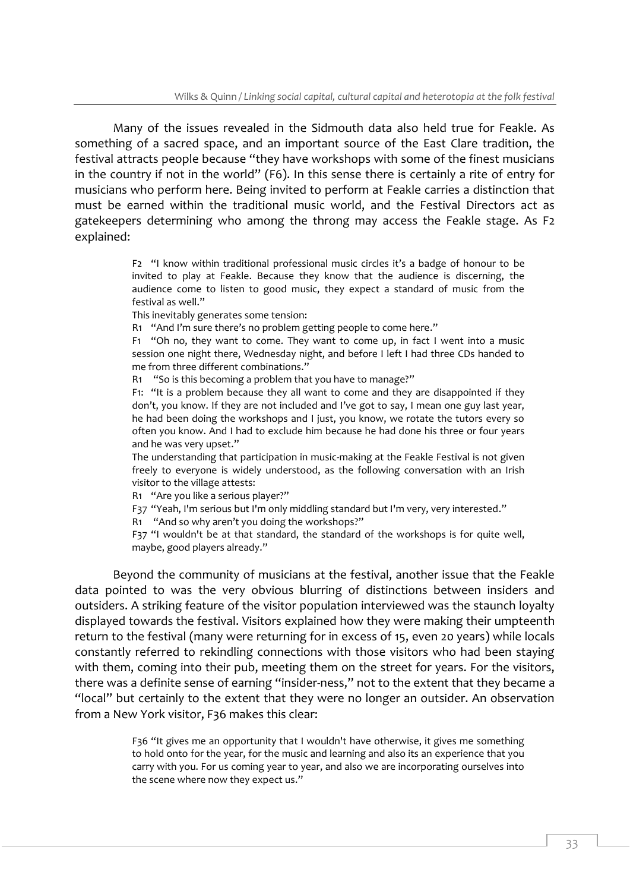Many of the issues revealed in the Sidmouth data also held true for Feakle. As something of a sacred space, and an important source of the East Clare tradition, the festival attracts people because "they have workshops with some of the finest musicians in the country if not in the world" (F6). In this sense there is certainly a rite of entry for musicians who perform here. Being invited to perform at Feakle carries a distinction that must be earned within the traditional music world, and the Festival Directors act as gatekeepers determining who among the throng may access the Feakle stage. As F2 explained:

> F2 "I know within traditional professional music circles it's a badge of honour to be invited to play at Feakle. Because they know that the audience is discerning, the audience come to listen to good music, they expect a standard of music from the festival as well."
>
> This inevitably generates some tension:
>
> R1 "And I'm sure there's no problem getting people to come here."
>
> F1 "Oh no, they want to come. They want to come up, in fact I went into a music session one night there, Wednesday night, and before I left I had three CDs handed to me from three different combinations."
>
> R1 "So is this becoming a problem that you have to manage?"
>
> F1: "It is a problem because they all want to come and they are disappointed if they don't, you know. If they are not included and I've got to say, I mean one guy last year, he had been doing the workshops and I just, you know, we rotate the tutors every so often you know. And I had to exclude him because he had done his three or four years and he was very upset."
>
> The understanding that participation in music-making at the Feakle Festival is not given freely to everyone is widely understood, as the following conversation with an Irish visitor to the village attests:
>
> R1 "Are you like a serious player?"
>
> F37 "Yeah, I'm serious but I'm only middling standard but I'm very, very interested."
>
> R1 "And so why aren't you doing the workshops?"
>
> F37 "I wouldn't be at that standard, the standard of the workshops is for quite well, maybe, good players already."

Beyond the community of musicians at the festival, another issue that the Feakle data pointed to was the very obvious blurring of distinctions between insiders and outsiders. A striking feature of the visitor population interviewed was the staunch loyalty displayed towards the festival. Visitors explained how they were making their umpteenth return to the festival (many were returning for in excess of 15, even 20 years) while locals constantly referred to rekindling connections with those visitors who had been staying with them, coming into their pub, meeting them on the street for years. For the visitors, there was a definite sense of earning "insider-ness," not to the extent that they became a "local" but certainly to the extent that they were no longer an outsider. An observation from a New York visitor, F36 makes this clear:

> F36 "It gives me an opportunity that I wouldn't have otherwise, it gives me something to hold onto for the year, for the music and learning and also its an experience that you carry with you. For us coming year to year, and also we are incorporating ourselves into the scene where now they expect us."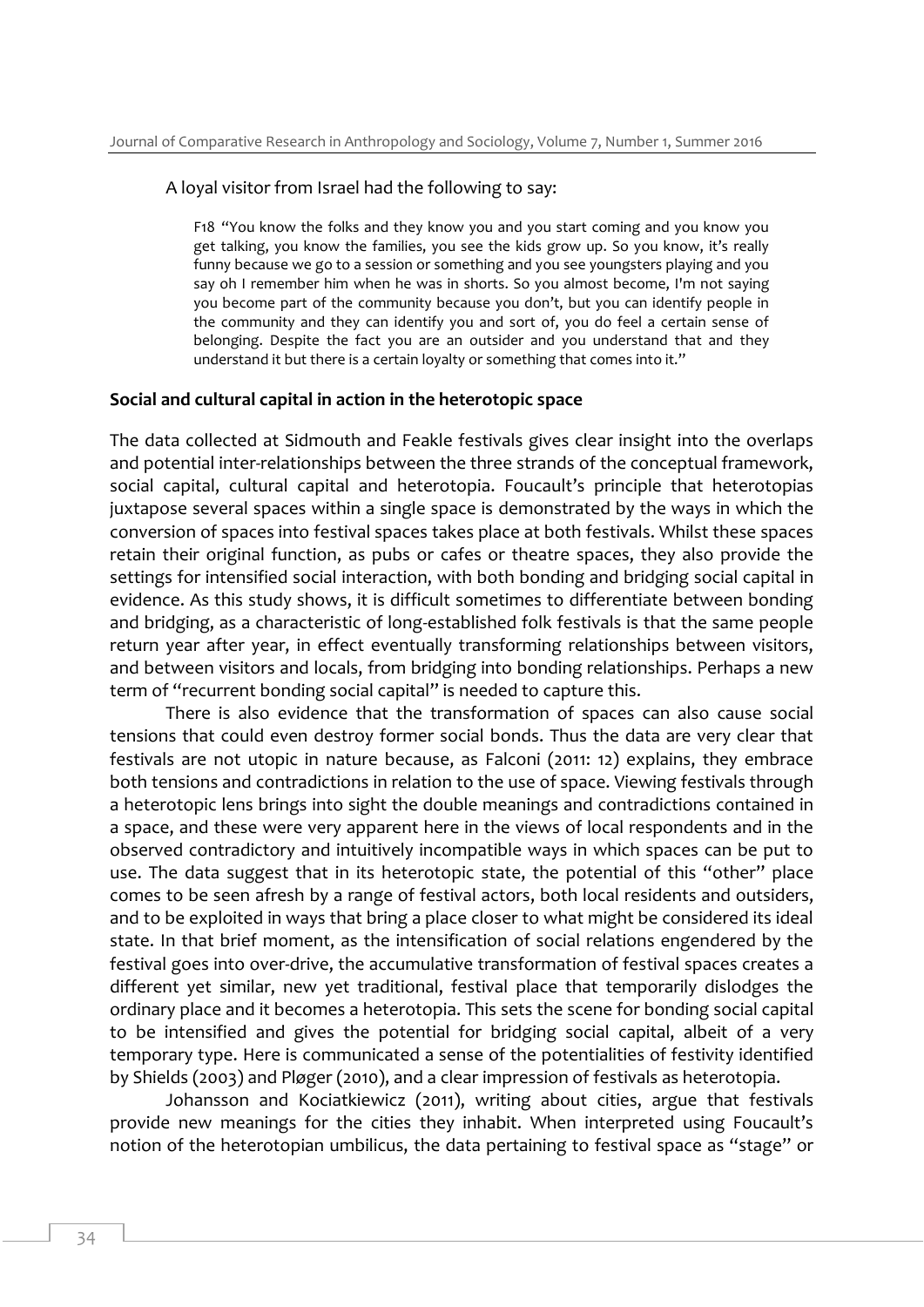A loyal visitor from Israel had the following to say:

> F18 "You know the folks and they know you and you start coming and you know you get talking, you know the families, you see the kids grow up. So you know, it's really funny because we go to a session or something and you see youngsters playing and you say oh I remember him when he was in shorts. So you almost become, I'm not saying you become part of the community because you don't, but you can identify people in the community and they can identify you and sort of, you do feel a certain sense of belonging. Despite the fact you are an outsider and you understand that and they understand it but there is a certain loyalty or something that comes into it."

**Social and cultural capital in action in the heterotopic space**

The data collected at Sidmouth and Feakle festivals gives clear insight into the overlaps and potential inter-relationships between the three strands of the conceptual framework, social capital, cultural capital and heterotopia. Foucault's principle that heterotopias juxtapose several spaces within a single space is demonstrated by the ways in which the conversion of spaces into festival spaces takes place at both festivals. Whilst these spaces retain their original function, as pubs or cafes or theatre spaces, they also provide the settings for intensified social interaction, with both bonding and bridging social capital in evidence. As this study shows, it is difficult sometimes to differentiate between bonding and bridging, as a characteristic of long-established folk festivals is that the same people return year after year, in effect eventually transforming relationships between visitors, and between visitors and locals, from bridging into bonding relationships. Perhaps a new term of "recurrent bonding social capital" is needed to capture this.

There is also evidence that the transformation of spaces can also cause social tensions that could even destroy former social bonds. Thus the data are very clear that festivals are not utopic in nature because, as Falconi (2011: 12) explains, they embrace both tensions and contradictions in relation to the use of space. Viewing festivals through a heterotopic lens brings into sight the double meanings and contradictions contained in a space, and these were very apparent here in the views of local respondents and in the observed contradictory and intuitively incompatible ways in which spaces can be put to use. The data suggest that in its heterotopic state, the potential of this "other" place comes to be seen afresh by a range of festival actors, both local residents and outsiders, and to be exploited in ways that bring a place closer to what might be considered its ideal state. In that brief moment, as the intensification of social relations engendered by the festival goes into over-drive, the accumulative transformation of festival spaces creates a different yet similar, new yet traditional, festival place that temporarily dislodges the ordinary place and it becomes a heterotopia. This sets the scene for bonding social capital to be intensified and gives the potential for bridging social capital, albeit of a very temporary type. Here is communicated a sense of the potentialities of festivity identified by Shields (2003) and Pløger (2010), and a clear impression of festivals as heterotopia.

Johansson and Kociatkiewicz (2011), writing about cities, argue that festivals provide new meanings for the cities they inhabit. When interpreted using Foucault's notion of the heterotopian umbilicus, the data pertaining to festival space as "stage" or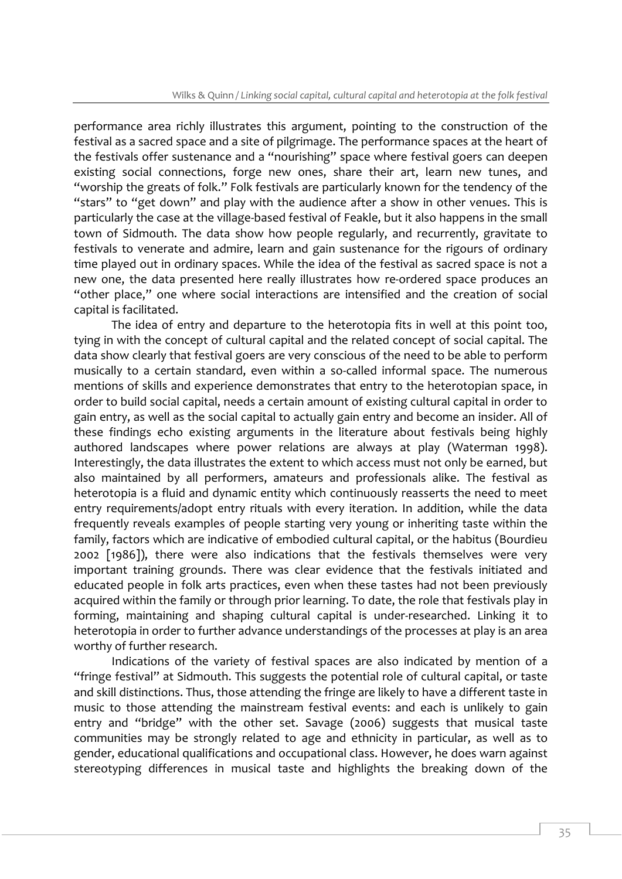performance area richly illustrates this argument, pointing to the construction of the festival as a sacred space and a site of pilgrimage. The performance spaces at the heart of the festivals offer sustenance and a "nourishing" space where festival goers can deepen existing social connections, forge new ones, share their art, learn new tunes, and "worship the greats of folk." Folk festivals are particularly known for the tendency of the "stars" to "get down" and play with the audience after a show in other venues. This is particularly the case at the village-based festival of Feakle, but it also happens in the small town of Sidmouth. The data show how people regularly, and recurrently, gravitate to festivals to venerate and admire, learn and gain sustenance for the rigours of ordinary time played out in ordinary spaces. While the idea of the festival as sacred space is not a new one, the data presented here really illustrates how re-ordered space produces an "other place," one where social interactions are intensified and the creation of social capital is facilitated.

The idea of entry and departure to the heterotopia fits in well at this point too, tying in with the concept of cultural capital and the related concept of social capital. The data show clearly that festival goers are very conscious of the need to be able to perform musically to a certain standard, even within a so-called informal space. The numerous mentions of skills and experience demonstrates that entry to the heterotopian space, in order to build social capital, needs a certain amount of existing cultural capital in order to gain entry, as well as the social capital to actually gain entry and become an insider. All of these findings echo existing arguments in the literature about festivals being highly authored landscapes where power relations are always at play (Waterman 1998). Interestingly, the data illustrates the extent to which access must not only be earned, but also maintained by all performers, amateurs and professionals alike. The festival as heterotopia is a fluid and dynamic entity which continuously reasserts the need to meet entry requirements/adopt entry rituals with every iteration. In addition, while the data frequently reveals examples of people starting very young or inheriting taste within the family, factors which are indicative of embodied cultural capital, or the habitus (Bourdieu 2002 [1986]), there were also indications that the festivals themselves were very important training grounds. There was clear evidence that the festivals initiated and educated people in folk arts practices, even when these tastes had not been previously acquired within the family or through prior learning. To date, the role that festivals play in forming, maintaining and shaping cultural capital is under-researched. Linking it to heterotopia in order to further advance understandings of the processes at play is an area worthy of further research.

Indications of the variety of festival spaces are also indicated by mention of a "fringe festival" at Sidmouth. This suggests the potential role of cultural capital, or taste and skill distinctions. Thus, those attending the fringe are likely to have a different taste in music to those attending the mainstream festival events: and each is unlikely to gain entry and "bridge" with the other set. Savage (2006) suggests that musical taste communities may be strongly related to age and ethnicity in particular, as well as to gender, educational qualifications and occupational class. However, he does warn against stereotyping differences in musical taste and highlights the breaking down of the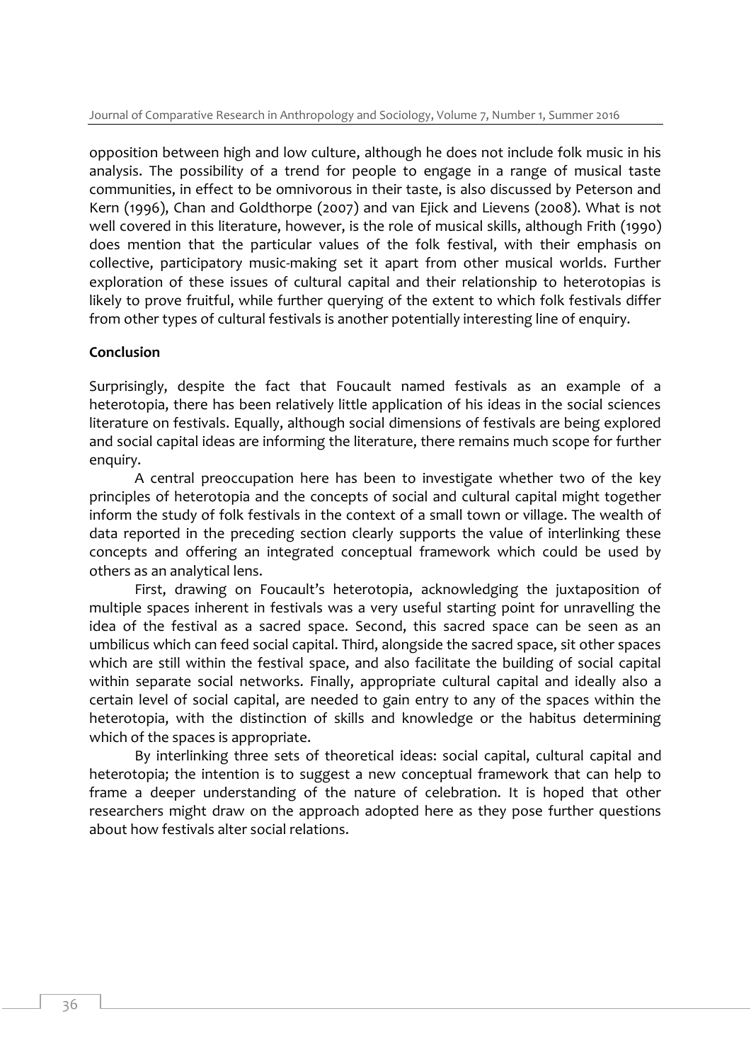opposition between high and low culture, although he does not include folk music in his analysis. The possibility of a trend for people to engage in a range of musical taste communities, in effect to be omnivorous in their taste, is also discussed by Peterson and Kern (1996), Chan and Goldthorpe (2007) and van Ejick and Lievens (2008). What is not well covered in this literature, however, is the role of musical skills, although Frith (1990) does mention that the particular values of the folk festival, with their emphasis on collective, participatory music-making set it apart from other musical worlds. Further exploration of these issues of cultural capital and their relationship to heterotopias is likely to prove fruitful, while further querying of the extent to which folk festivals differ from other types of cultural festivals is another potentially interesting line of enquiry.

## Conclusion

Surprisingly, despite the fact that Foucault named festivals as an example of a heterotopia, there has been relatively little application of his ideas in the social sciences literature on festivals. Equally, although social dimensions of festivals are being explored and social capital ideas are informing the literature, there remains much scope for further enquiry.

A central preoccupation here has been to investigate whether two of the key principles of heterotopia and the concepts of social and cultural capital might together inform the study of folk festivals in the context of a small town or village. The wealth of data reported in the preceding section clearly supports the value of interlinking these concepts and offering an integrated conceptual framework which could be used by others as an analytical lens.

First, drawing on Foucault's heterotopia, acknowledging the juxtaposition of multiple spaces inherent in festivals was a very useful starting point for unravelling the idea of the festival as a sacred space. Second, this sacred space can be seen as an umbilicus which can feed social capital. Third, alongside the sacred space, sit other spaces which are still within the festival space, and also facilitate the building of social capital within separate social networks. Finally, appropriate cultural capital and ideally also a certain level of social capital, are needed to gain entry to any of the spaces within the heterotopia, with the distinction of skills and knowledge or the habitus determining which of the spaces is appropriate.

By interlinking three sets of theoretical ideas: social capital, cultural capital and heterotopia; the intention is to suggest a new conceptual framework that can help to frame a deeper understanding of the nature of celebration. It is hoped that other researchers might draw on the approach adopted here as they pose further questions about how festivals alter social relations.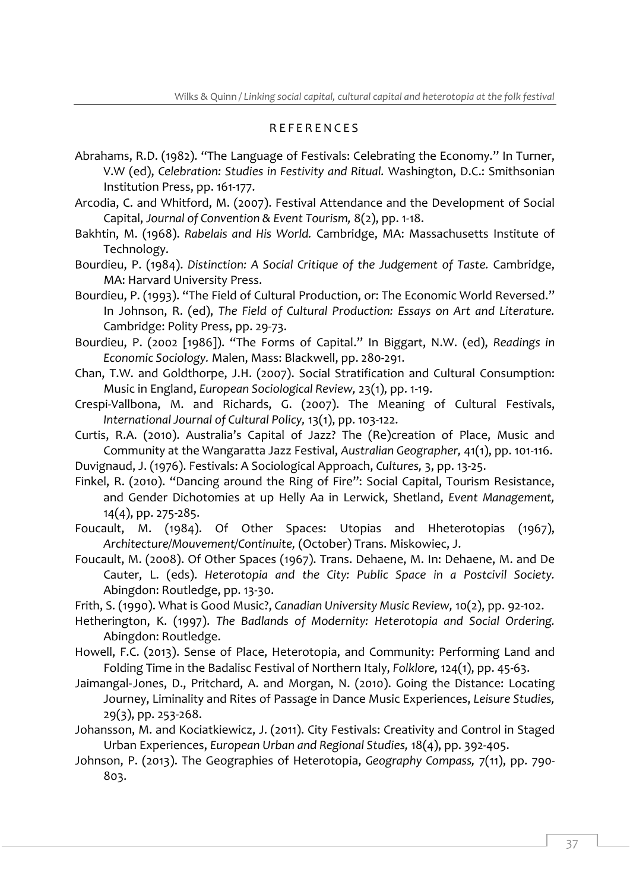## REFERENCES

Abrahams, R.D. (1982). "The Language of Festivals: Celebrating the Economy." In Turner, V.W (ed), *Celebration: Studies in Festivity and Ritual.* Washington, D.C.: Smithsonian Institution Press, pp. 161-177.

Arcodia, C. and Whitford, M. (2007). Festival Attendance and the Development of Social Capital, *Journal of Convention & Event Tourism,* 8(2), pp. 1-18.

Bakhtin, M. (1968). *Rabelais and His World.* Cambridge, MA: Massachusetts Institute of Technology.

Bourdieu, P. (1984). *Distinction: A Social Critique of the Judgement of Taste.* Cambridge, MA: Harvard University Press.

Bourdieu, P. (1993). "The Field of Cultural Production, or: The Economic World Reversed." In Johnson, R. (ed), *The Field of Cultural Production: Essays on Art and Literature.* Cambridge: Polity Press, pp. 29-73.

Bourdieu, P. (2002 [1986]). "The Forms of Capital." In Biggart, N.W. (ed), *Readings in Economic Sociology.* Malen, Mass: Blackwell, pp. 280-291.

Chan, T.W. and Goldthorpe, J.H. (2007). Social Stratification and Cultural Consumption: Music in England, *European Sociological Review,* 23(1), pp. 1-19.

Crespi-Vallbona, M. and Richards, G. (2007). The Meaning of Cultural Festivals, *International Journal of Cultural Policy,* 13(1), pp. 103-122.

Curtis, R.A. (2010). Australia's Capital of Jazz? The (Re)creation of Place, Music and Community at the Wangaratta Jazz Festival, *Australian Geographer,* 41(1), pp. 101-116.

Duvignaud, J. (1976). Festivals: A Sociological Approach, *Cultures,* 3, pp. 13-25.

Finkel, R. (2010). "Dancing around the Ring of Fire": Social Capital, Tourism Resistance, and Gender Dichotomies at up Helly Aa in Lerwick, Shetland, *Event Management,* 14(4), pp. 275-285.

Foucault, M. (1984). Of Other Spaces: Utopias and Hheterotopias (1967), *Architecture/Mouvement/Continuite,* (October) Trans. Miskowiec, J.

Foucault, M. (2008). Of Other Spaces (1967). Trans. Dehaene, M. In: Dehaene, M. and De Cauter, L. (eds). *Heterotopia and the City: Public Space in a Postcivil Society.* Abingdon: Routledge, pp. 13-30.

Frith, S. (1990). What is Good Music?, *Canadian University Music Review,* 10(2), pp. 92-102.

Hetherington, K. (1997). *The Badlands of Modernity: Heterotopia and Social Ordering.* Abingdon: Routledge.

Howell, F.C. (2013). Sense of Place, Heterotopia, and Community: Performing Land and Folding Time in the Badalisc Festival of Northern Italy, *Folklore,* 124(1), pp. 45-63.

Jaimangal-Jones, D., Pritchard, A. and Morgan, N. (2010). Going the Distance: Locating Journey, Liminality and Rites of Passage in Dance Music Experiences, *Leisure Studies,* 29(3), pp. 253-268.

Johansson, M. and Kociatkiewicz, J. (2011). City Festivals: Creativity and Control in Staged Urban Experiences, *European Urban and Regional Studies,* 18(4), pp. 392-405.

Johnson, P. (2013). The Geographies of Heterotopia, *Geography Compass,* 7(11), pp. 790-803.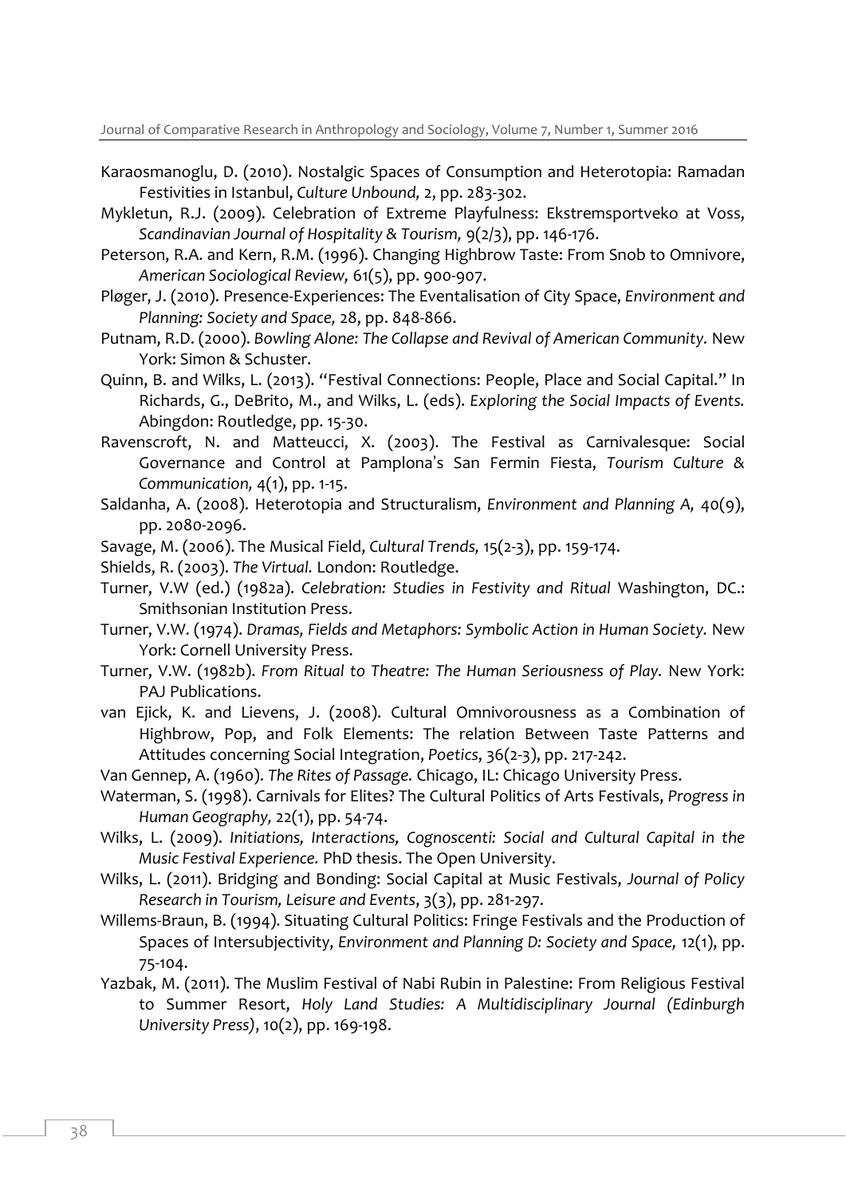Karaosmanoglu, D. (2010). Nostalgic Spaces of Consumption and Heterotopia: Ramadan Festivities in Istanbul, *Culture Unbound,* 2, pp. 283-302.

Mykletun, R.J. (2009). Celebration of Extreme Playfulness: Ekstremsportveko at Voss, *Scandinavian Journal of Hospitality & Tourism,* 9(2/3), pp. 146-176.

Peterson, R.A. and Kern, R.M. (1996). Changing Highbrow Taste: From Snob to Omnivore, *American Sociological Review,* 61(5), pp. 900-907.

Pløger, J. (2010). Presence-Experiences: The Eventalisation of City Space, *Environment and Planning: Society and Space,* 28, pp. 848-866.

Putnam, R.D. (2000). *Bowling Alone: The Collapse and Revival of American Community.* New York: Simon & Schuster.

Quinn, B. and Wilks, L. (2013). "Festival Connections: People, Place and Social Capital." In Richards, G., DeBrito, M., and Wilks, L. (eds). *Exploring the Social Impacts of Events.* Abingdon: Routledge, pp. 15-30.

Ravenscroft, N. and Matteucci, X. (2003). The Festival as Carnivalesque: Social Governance and Control at Pamplona's San Fermin Fiesta, *Tourism Culture & Communication,* 4(1), pp. 1-15.

Saldanha, A. (2008). Heterotopia and Structuralism, *Environment and Planning A,* 40(9), pp. 2080-2096.

Savage, M. (2006). The Musical Field, *Cultural Trends,* 15(2-3), pp. 159-174.

Shields, R. (2003). *The Virtual.* London: Routledge.

Turner, V.W (ed.) (1982a). *Celebration: Studies in Festivity and Ritual* Washington, DC.: Smithsonian Institution Press.

Turner, V.W. (1974). *Dramas, Fields and Metaphors: Symbolic Action in Human Society.* New York: Cornell University Press.

Turner, V.W. (1982b). *From Ritual to Theatre: The Human Seriousness of Play.* New York: PAJ Publications.

van Ejick, K. and Lievens, J. (2008). Cultural Omnivorousness as a Combination of Highbrow, Pop, and Folk Elements: The relation Between Taste Patterns and Attitudes concerning Social Integration, *Poetics*, 36(2-3), pp. 217-242.

Van Gennep, A. (1960). *The Rites of Passage.* Chicago, IL: Chicago University Press.

Waterman, S. (1998). Carnivals for Elites? The Cultural Politics of Arts Festivals, *Progress in Human Geography,* 22(1), pp. 54-74.

Wilks, L. (2009). *Initiations, Interactions, Cognoscenti: Social and Cultural Capital in the Music Festival Experience.* PhD thesis. The Open University.

Wilks, L. (2011). Bridging and Bonding: Social Capital at Music Festivals, *Journal of Policy Research in Tourism, Leisure and Events*, 3(3), pp. 281-297.

Willems-Braun, B. (1994). Situating Cultural Politics: Fringe Festivals and the Production of Spaces of Intersubjectivity, *Environment and Planning D: Society and Space,* 12(1), pp. 75-104.

Yazbak, M. (2011). The Muslim Festival of Nabi Rubin in Palestine: From Religious Festival to Summer Resort, *Holy Land Studies: A Multidisciplinary Journal (Edinburgh University Press)*, 10(2), pp. 169-198.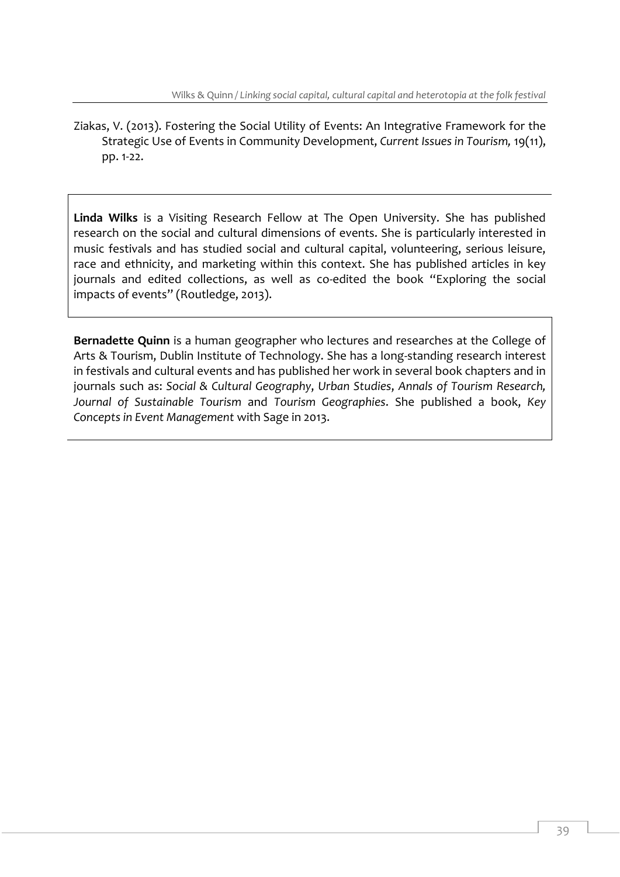Ziakas, V. (2013). Fostering the Social Utility of Events: An Integrative Framework for the Strategic Use of Events in Community Development, *Current Issues in Tourism,* 19(11), pp. 1-22.

---

**Linda Wilks** is a Visiting Research Fellow at The Open University. She has published research on the social and cultural dimensions of events. She is particularly interested in music festivals and has studied social and cultural capital, volunteering, serious leisure, race and ethnicity, and marketing within this context. She has published articles in key journals and edited collections, as well as co-edited the book "Exploring the social impacts of events" (Routledge, 2013).

---

**Bernadette Quinn** is a human geographer who lectures and researches at the College of Arts & Tourism, Dublin Institute of Technology. She has a long-standing research interest in festivals and cultural events and has published her work in several book chapters and in journals such as: *Social & Cultural Geography*, *Urban Studies*, *Annals of Tourism Research, Journal of Sustainable Tourism* and *Tourism Geographies*. She published a book, *Key Concepts in Event Management* with Sage in 2013.